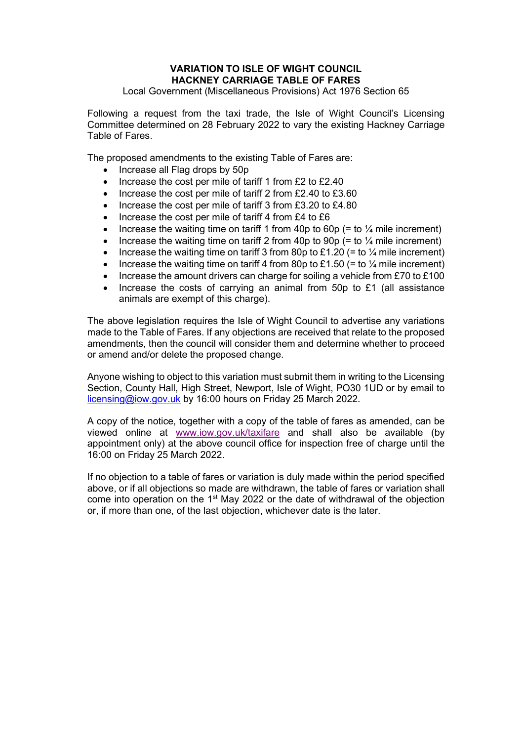# VARIATION TO ISLE OF WIGHT COUNCIL HACKNEY CARRIAGE TABLE OF FARES

Local Government (Miscellaneous Provisions) Act 1976 Section 65

Following a request from the taxi trade, the Isle of Wight Council's Licensing Committee determined on 28 February 2022 to vary the existing Hackney Carriage Table of Fares.

The proposed amendments to the existing Table of Fares are:

- Increase all Flag drops by 50p
- Increase the cost per mile of tariff 1 from £2 to £2.40
- Increase the cost per mile of tariff 2 from £2.40 to £3.60
- Increase the cost per mile of tariff 3 from £3.20 to £4.80
- Increase the cost per mile of tariff 4 from £4 to £6
- Increase the waiting time on tariff 1 from 40p to 60p (= to ¼ mile increment)
- Increase the waiting time on tariff 2 from 40p to 90p (= to ¼ mile increment)
- Increase the waiting time on tariff 3 from 80p to £1.20 (= to ¼ mile increment)
- Increase the waiting time on tariff 4 from 80p to £1.50 (= to ¼ mile increment)
- Increase the amount drivers can charge for soiling a vehicle from £70 to £100
- Increase the costs of carrying an animal from 50p to £1 (all assistance animals are exempt of this charge).

The above legislation requires the Isle of Wight Council to advertise any variations made to the Table of Fares. If any objections are received that relate to the proposed amendments, then the council will consider them and determine whether to proceed or amend and/or delete the proposed change.

Anyone wishing to object to this variation must submit them in writing to the Licensing Section, County Hall, High Street, Newport, Isle of Wight, PO30 1UD or by email to licensing@iow.gov.uk by 16:00 hours on Friday 25 March 2022.

A copy of the notice, together with a copy of the table of fares as amended, can be viewed online at www.iow.gov.uk/taxifare and shall also be available (by appointment only) at the above council office for inspection free of charge until the 16:00 on Friday 25 March 2022.

If no objection to a table of fares or variation is duly made within the period specified above, or if all objections so made are withdrawn, the table of fares or variation shall come into operation on the 1st May 2022 or the date of withdrawal of the objection or, if more than one, of the last objection, whichever date is the later.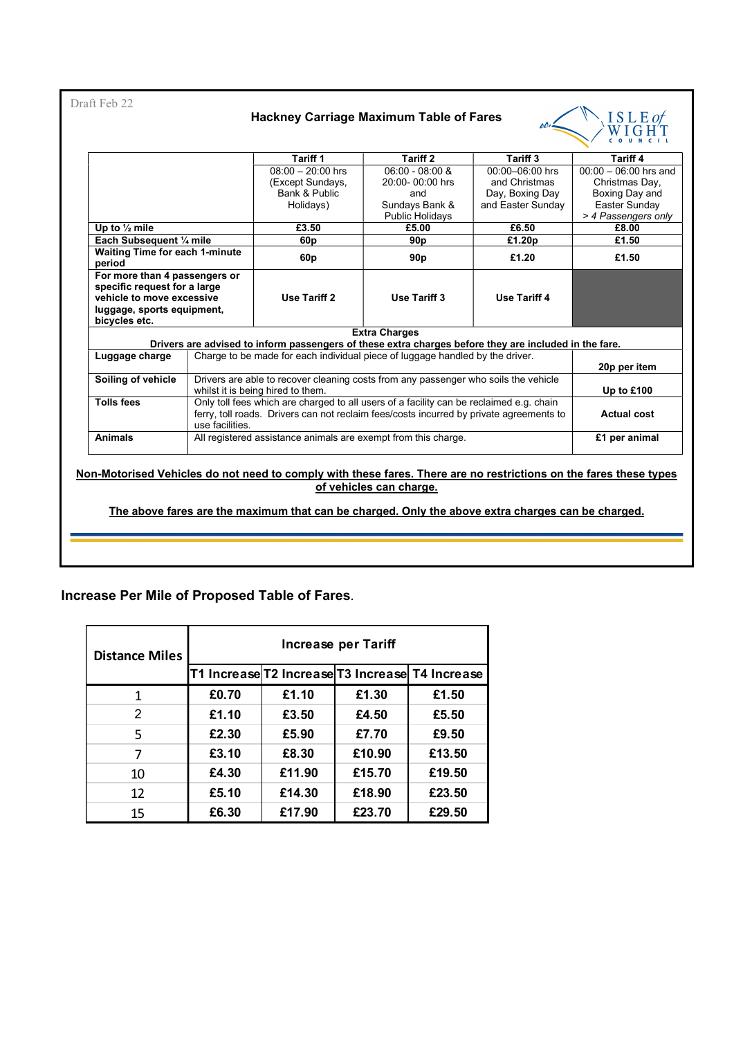Draft Feb 22

## Hackney Carriage Maximum Table of Fares

ISLE of WIGHT COUNCIL

| | Tariff 1 | Tariff 2 | Tariff 3 | Tariff 4 |
|---|---|---|---|---|
| | 08:00 – 20:00 hrs (Except Sundays, Bank & Public Holidays) | 06:00 - 08:00 & 20:00- 00:00 hrs and Sundays Bank & Public Holidays | 00:00–06:00 hrs and Christmas Day, Boxing Day and Easter Sunday | 00:00 – 06:00 hrs and Christmas Day, Boxing Day and Easter Sunday *> 4 Passengers only* |
| **Up to ½ mile** | **£3.50** | **£5.00** | **£6.50** | **£8.00** |
| **Each Subsequent ¼ mile** | **60p** | **90p** | **£1.20p** | **£1.50** |
| **Waiting Time for each 1-minute period** | **60p** | **90p** | **£1.20** | **£1.50** |
| **For more than 4 passengers or specific request for a large vehicle to move excessive luggage, sports equipment, bicycles etc.** | **Use Tariff 2** | **Use Tariff 3** | **Use Tariff 4** | |

**Extra Charges**

**Drivers are advised to inform passengers of these extra charges before they are included in the fare.**

| | | |
|---|---|---|
| **Luggage charge** | Charge to be made for each individual piece of luggage handled by the driver. | **20p per item** |
| **Soiling of vehicle** | Drivers are able to recover cleaning costs from any passenger who soils the vehicle whilst it is being hired to them. | **Up to £100** |
| **Tolls fees** | Only toll fees which are charged to all users of a facility can be reclaimed e.g. chain ferry, toll roads. Drivers can not reclaim fees/costs incurred by private agreements to use facilities. | **Actual cost** |
| **Animals** | All registered assistance animals are exempt from this charge. | **£1 per animal** |

**Non-Motorised Vehicles do not need to comply with these fares. There are no restrictions on the fares these types of vehicles can charge.**

**The above fares are the maximum that can be charged. Only the above extra charges can be charged.**

## Increase Per Mile of Proposed Table of Fares.

| Distance Miles | Increase per Tariff | | | |
|---|---|---|---|---|
| | T1 Increase | T2 Increase | T3 Increase | T4 Increase |
| 1 | £0.70 | £1.10 | £1.30 | £1.50 |
| 2 | £1.10 | £3.50 | £4.50 | £5.50 |
| 5 | £2.30 | £5.90 | £7.70 | £9.50 |
| 7 | £3.10 | £8.30 | £10.90 | £13.50 |
| 10 | £4.30 | £11.90 | £15.70 | £19.50 |
| 12 | £5.10 | £14.30 | £18.90 | £23.50 |
| 15 | £6.30 | £17.90 | £23.70 | £29.50 |